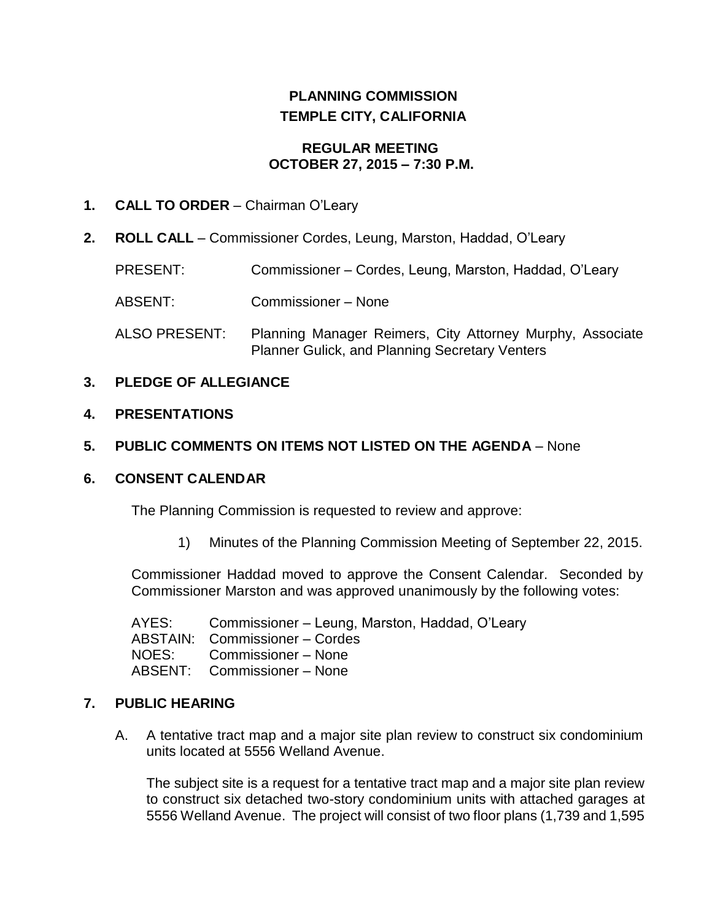# PLANNING COMMISSION
# TEMPLE CITY, CALIFORNIA

## REGULAR MEETING
## OCTOBER 27, 2015 – 7:30 P.M.

1. **CALL TO ORDER** – Chairman O'Leary

2. **ROLL CALL** – Commissioner Cordes, Leung, Marston, Haddad, O'Leary

   PRESENT: Commissioner – Cordes, Leung, Marston, Haddad, O'Leary

   ABSENT: Commissioner – None

   ALSO PRESENT: Planning Manager Reimers, City Attorney Murphy, Associate Planner Gulick, and Planning Secretary Venters

3. **PLEDGE OF ALLEGIANCE**

4. **PRESENTATIONS**

5. **PUBLIC COMMENTS ON ITEMS NOT LISTED ON THE AGENDA** – None

6. **CONSENT CALENDAR**

   The Planning Commission is requested to review and approve:

   1) Minutes of the Planning Commission Meeting of September 22, 2015.

   Commissioner Haddad moved to approve the Consent Calendar. Seconded by Commissioner Marston and was approved unanimously by the following votes:

   AYES: Commissioner – Leung, Marston, Haddad, O'Leary
   ABSTAIN: Commissioner – Cordes
   NOES: Commissioner – None
   ABSENT: Commissioner – None

7. **PUBLIC HEARING**

   A. A tentative tract map and a major site plan review to construct six condominium units located at 5556 Welland Avenue.

   The subject site is a request for a tentative tract map and a major site plan review to construct six detached two-story condominium units with attached garages at 5556 Welland Avenue. The project will consist of two floor plans (1,739 and 1,595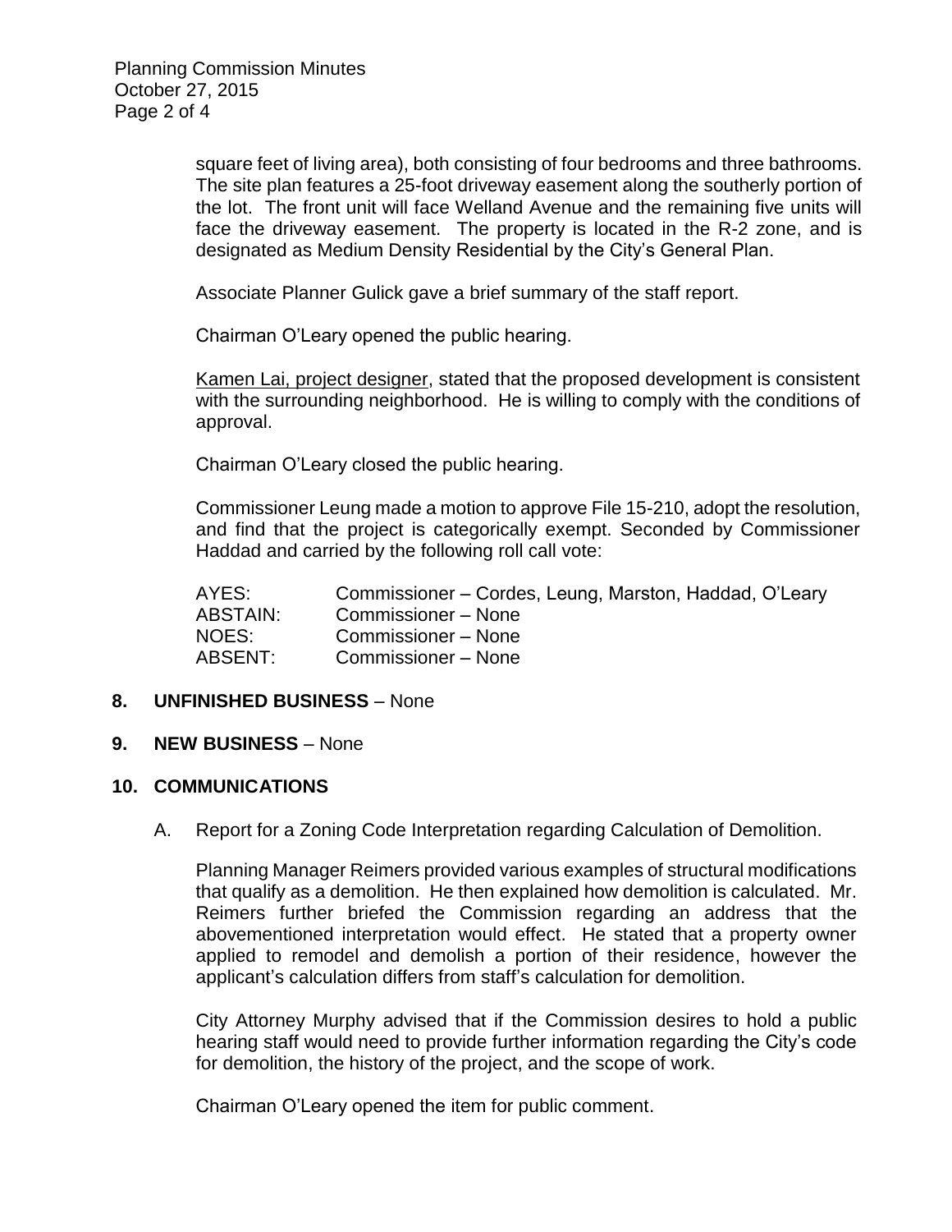square feet of living area), both consisting of four bedrooms and three bathrooms. The site plan features a 25-foot driveway easement along the southerly portion of the lot. The front unit will face Welland Avenue and the remaining five units will face the driveway easement. The property is located in the R-2 zone, and is designated as Medium Density Residential by the City's General Plan.

Associate Planner Gulick gave a brief summary of the staff report.

Chairman O'Leary opened the public hearing.

Kamen Lai, project designer, stated that the proposed development is consistent with the surrounding neighborhood. He is willing to comply with the conditions of approval.

Chairman O'Leary closed the public hearing.

Commissioner Leung made a motion to approve File 15-210, adopt the resolution, and find that the project is categorically exempt. Seconded by Commissioner Haddad and carried by the following roll call vote:

| | |
|---|---|
| AYES: | Commissioner – Cordes, Leung, Marston, Haddad, O'Leary |
| ABSTAIN: | Commissioner – None |
| NOES: | Commissioner – None |
| ABSENT: | Commissioner – None |

**8. UNFINISHED BUSINESS** – None

**9. NEW BUSINESS** – None

**10. COMMUNICATIONS**

A. Report for a Zoning Code Interpretation regarding Calculation of Demolition.

Planning Manager Reimers provided various examples of structural modifications that qualify as a demolition. He then explained how demolition is calculated. Mr. Reimers further briefed the Commission regarding an address that the abovementioned interpretation would effect. He stated that a property owner applied to remodel and demolish a portion of their residence, however the applicant's calculation differs from staff's calculation for demolition.

City Attorney Murphy advised that if the Commission desires to hold a public hearing staff would need to provide further information regarding the City's code for demolition, the history of the project, and the scope of work.

Chairman O'Leary opened the item for public comment.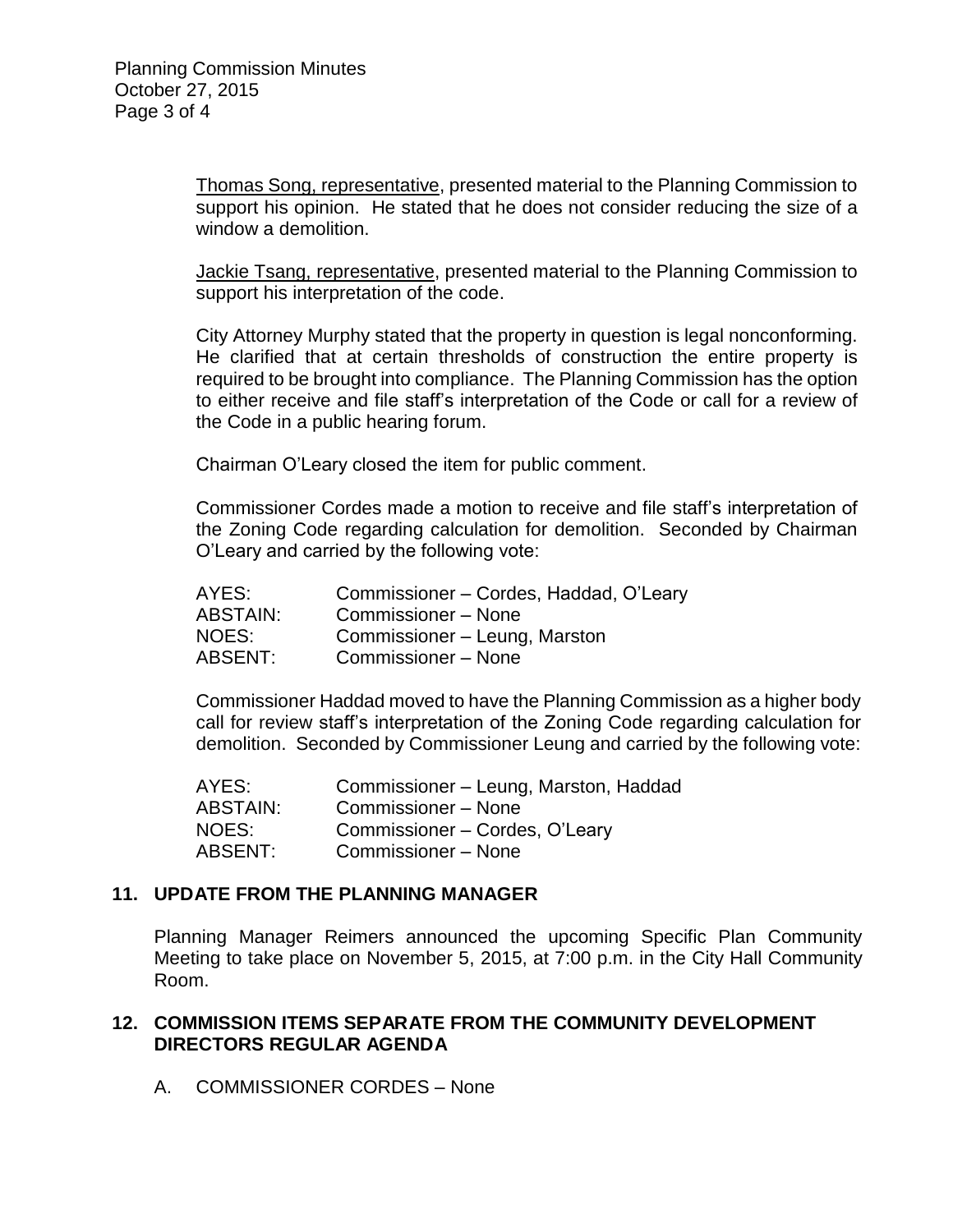<u>Thomas Song, representative</u>, presented material to the Planning Commission to support his opinion. He stated that he does not consider reducing the size of a window a demolition.

<u>Jackie Tsang, representative</u>, presented material to the Planning Commission to support his interpretation of the code.

City Attorney Murphy stated that the property in question is legal nonconforming. He clarified that at certain thresholds of construction the entire property is required to be brought into compliance. The Planning Commission has the option to either receive and file staff's interpretation of the Code or call for a review of the Code in a public hearing forum.

Chairman O'Leary closed the item for public comment.

Commissioner Cordes made a motion to receive and file staff's interpretation of the Zoning Code regarding calculation for demolition. Seconded by Chairman O'Leary and carried by the following vote:

| | |
|---|---|
| AYES: | Commissioner – Cordes, Haddad, O'Leary |
| ABSTAIN: | Commissioner – None |
| NOES: | Commissioner – Leung, Marston |
| ABSENT: | Commissioner – None |

Commissioner Haddad moved to have the Planning Commission as a higher body call for review staff's interpretation of the Zoning Code regarding calculation for demolition. Seconded by Commissioner Leung and carried by the following vote:

| | |
|---|---|
| AYES: | Commissioner – Leung, Marston, Haddad |
| ABSTAIN: | Commissioner – None |
| NOES: | Commissioner – Cordes, O'Leary |
| ABSENT: | Commissioner – None |

## 11. UPDATE FROM THE PLANNING MANAGER

Planning Manager Reimers announced the upcoming Specific Plan Community Meeting to take place on November 5, 2015, at 7:00 p.m. in the City Hall Community Room.

## 12. COMMISSION ITEMS SEPARATE FROM THE COMMUNITY DEVELOPMENT DIRECTORS REGULAR AGENDA

A. COMMISSIONER CORDES – None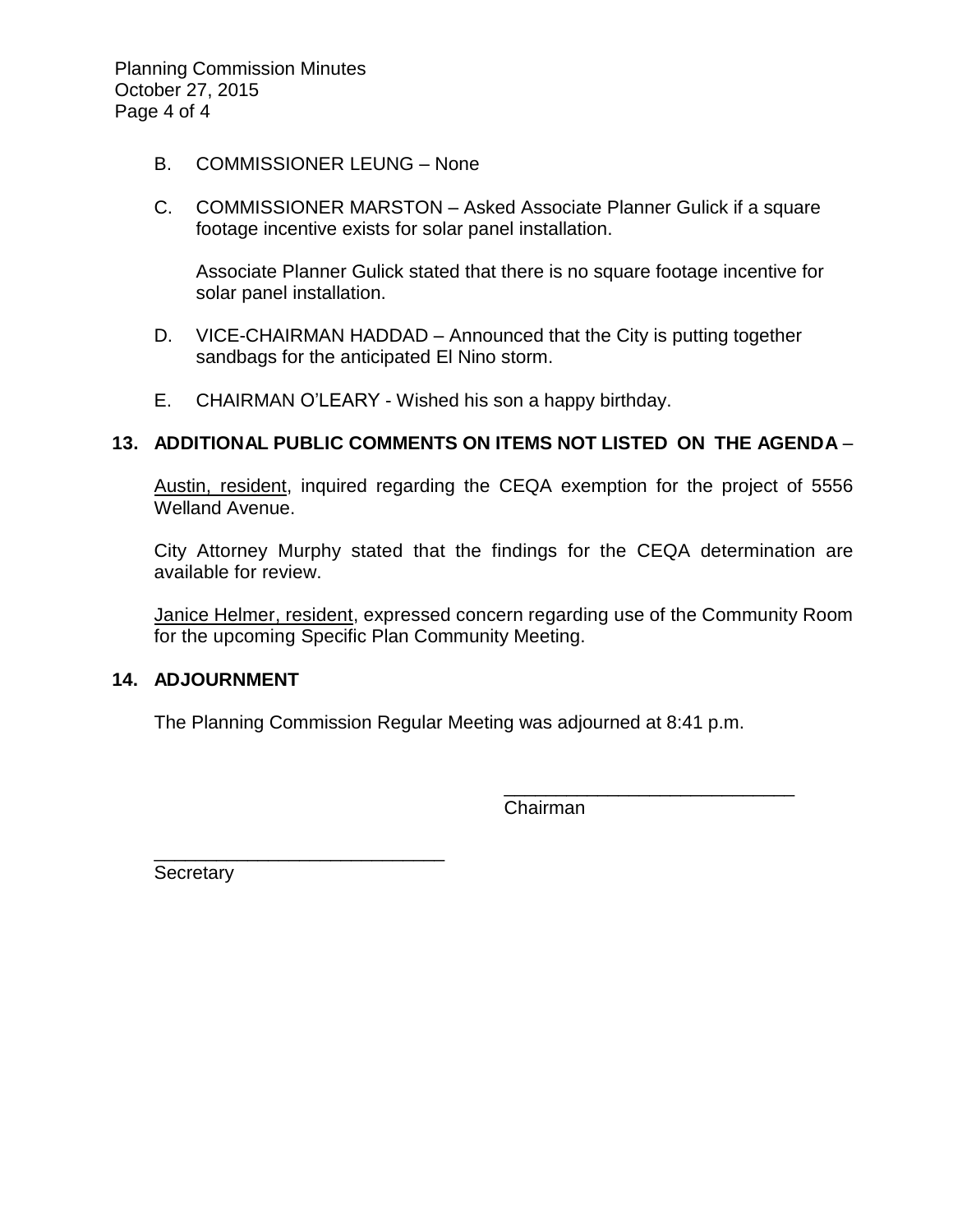B. COMMISSIONER LEUNG – None

C. COMMISSIONER MARSTON – Asked Associate Planner Gulick if a square footage incentive exists for solar panel installation.

   Associate Planner Gulick stated that there is no square footage incentive for solar panel installation.

D. VICE-CHAIRMAN HADDAD – Announced that the City is putting together sandbags for the anticipated El Nino storm.

E. CHAIRMAN O'LEARY - Wished his son a happy birthday.

**13. ADDITIONAL PUBLIC COMMENTS ON ITEMS NOT LISTED ON THE AGENDA** –

Austin, resident, inquired regarding the CEQA exemption for the project of 5556 Welland Avenue.

City Attorney Murphy stated that the findings for the CEQA determination are available for review.

Janice Helmer, resident, expressed concern regarding use of the Community Room for the upcoming Specific Plan Community Meeting.

**14. ADJOURNMENT**

The Planning Commission Regular Meeting was adjourned at 8:41 p.m.

___________________________
Chairman

___________________________
Secretary